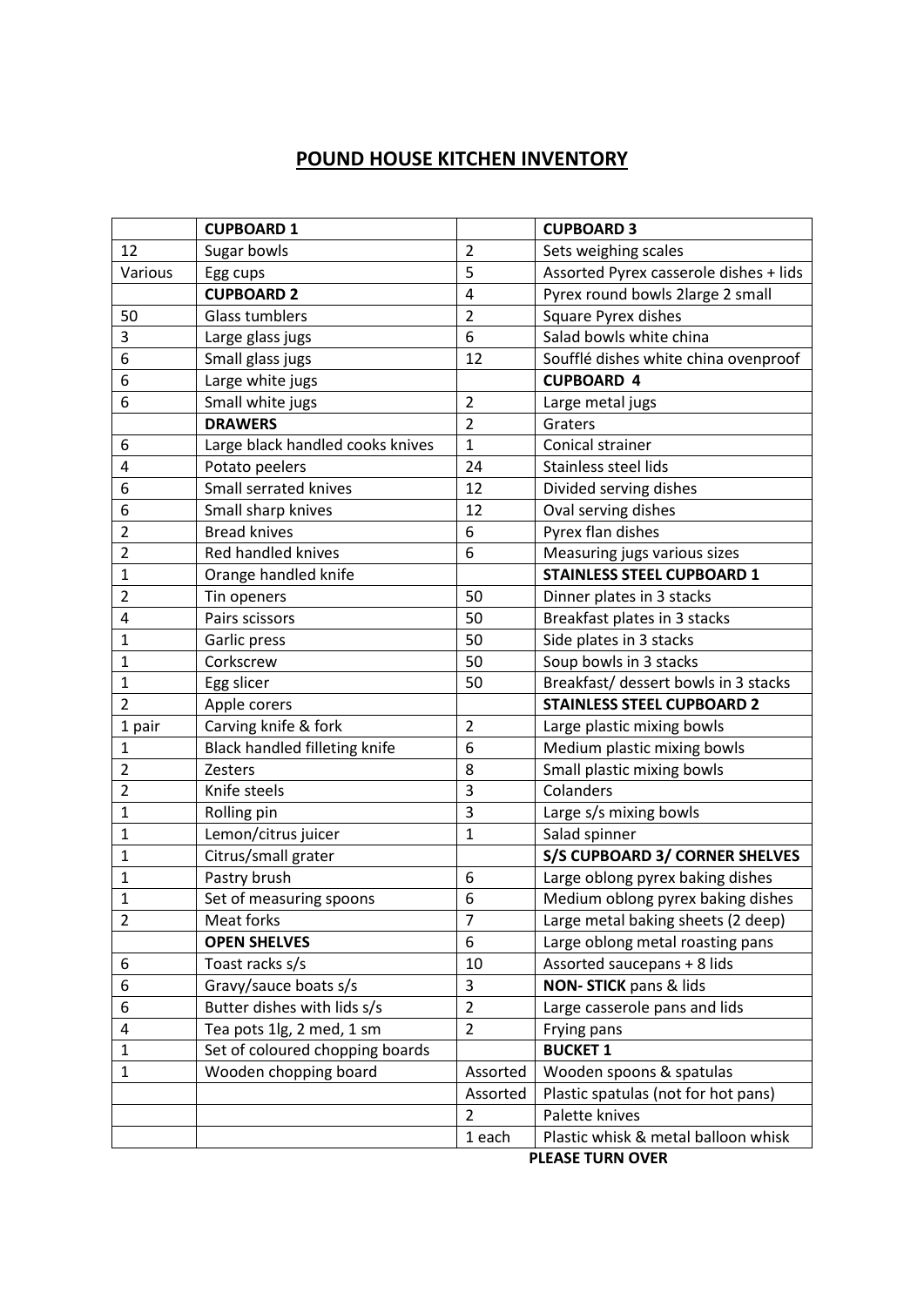# POUND HOUSE KITCHEN INVENTORY

| | CUPBOARD 1 | | CUPBOARD 3 |
|---|---|---|---|
| 12 | Sugar bowls | 2 | Sets weighing scales |
| Various | Egg cups | 5 | Assorted Pyrex casserole dishes + lids |
| | **CUPBOARD 2** | 4 | Pyrex round bowls 2large 2 small |
| 50 | Glass tumblers | 2 | Square Pyrex dishes |
| 3 | Large glass jugs | 6 | Salad bowls white china |
| 6 | Small glass jugs | 12 | Soufflé dishes white china ovenproof |
| 6 | Large white jugs | | **CUPBOARD 4** |
| 6 | Small white jugs | 2 | Large metal jugs |
| | **DRAWERS** | 2 | Graters |
| 6 | Large black handled cooks knives | 1 | Conical strainer |
| 4 | Potato peelers | 24 | Stainless steel lids |
| 6 | Small serrated knives | 12 | Divided serving dishes |
| 6 | Small sharp knives | 12 | Oval serving dishes |
| 2 | Bread knives | 6 | Pyrex flan dishes |
| 2 | Red handled knives | 6 | Measuring jugs various sizes |
| 1 | Orange handled knife | | **STAINLESS STEEL CUPBOARD 1** |
| 2 | Tin openers | 50 | Dinner plates in 3 stacks |
| 4 | Pairs scissors | 50 | Breakfast plates in 3 stacks |
| 1 | Garlic press | 50 | Side plates in 3 stacks |
| 1 | Corkscrew | 50 | Soup bowls in 3 stacks |
| 1 | Egg slicer | 50 | Breakfast/ dessert bowls in 3 stacks |
| 2 | Apple corers | | **STAINLESS STEEL CUPBOARD 2** |
| 1 pair | Carving knife & fork | 2 | Large plastic mixing bowls |
| 1 | Black handled filleting knife | 6 | Medium plastic mixing bowls |
| 2 | Zesters | 8 | Small plastic mixing bowls |
| 2 | Knife steels | 3 | Colanders |
| 1 | Rolling pin | 3 | Large s/s mixing bowls |
| 1 | Lemon/citrus juicer | 1 | Salad spinner |
| 1 | Citrus/small grater | | **S/S CUPBOARD 3/ CORNER SHELVES** |
| 1 | Pastry brush | 6 | Large oblong pyrex baking dishes |
| 1 | Set of measuring spoons | 6 | Medium oblong pyrex baking dishes |
| 2 | Meat forks | 7 | Large metal baking sheets (2 deep) |
| | **OPEN SHELVES** | 6 | Large oblong metal roasting pans |
| 6 | Toast racks s/s | 10 | Assorted saucepans + 8 lids |
| 6 | Gravy/sauce boats s/s | 3 | **NON- STICK** pans & lids |
| 6 | Butter dishes with lids s/s | 2 | Large casserole pans and lids |
| 4 | Tea pots 1lg, 2 med, 1 sm | 2 | Frying pans |
| 1 | Set of coloured chopping boards | | **BUCKET 1** |
| 1 | Wooden chopping board | Assorted | Wooden spoons & spatulas |
| | | Assorted | Plastic spatulas (not for hot pans) |
| | | 2 | Palette knives |
| | | 1 each | Plastic whisk & metal balloon whisk |

**PLEASE TURN OVER**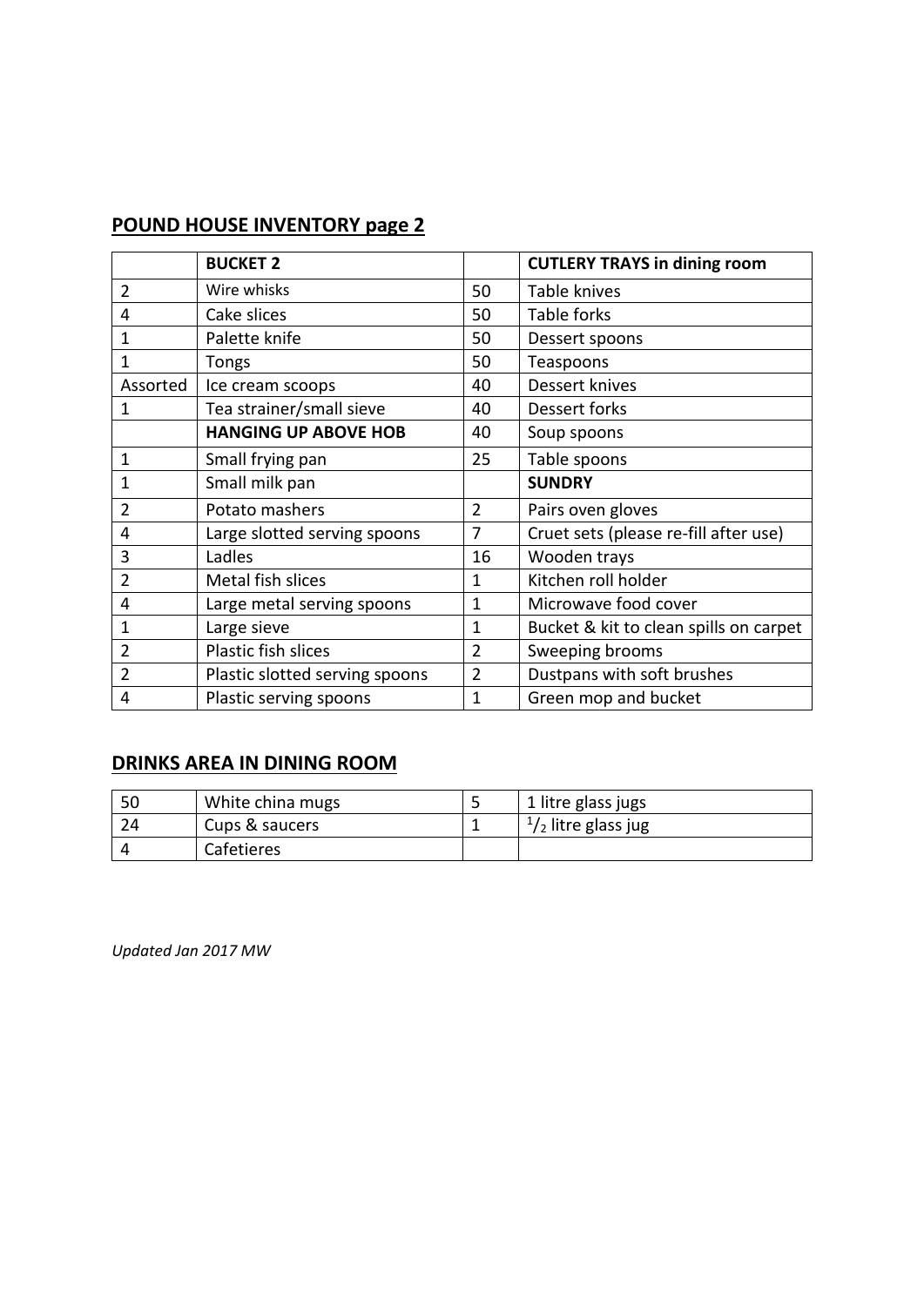## POUND HOUSE INVENTORY page 2

| | **BUCKET 2** | | **CUTLERY TRAYS in dining room** |
|---|---|---|---|
| 2 | Wire whisks | 50 | Table knives |
| 4 | Cake slices | 50 | Table forks |
| 1 | Palette knife | 50 | Dessert spoons |
| 1 | Tongs | 50 | Teaspoons |
| Assorted | Ice cream scoops | 40 | Dessert knives |
| 1 | Tea strainer/small sieve | 40 | Dessert forks |
| | **HANGING UP ABOVE HOB** | 40 | Soup spoons |
| 1 | Small frying pan | 25 | Table spoons |
| 1 | Small milk pan | | **SUNDRY** |
| 2 | Potato mashers | 2 | Pairs oven gloves |
| 4 | Large slotted serving spoons | 7 | Cruet sets (please re-fill after use) |
| 3 | Ladles | 16 | Wooden trays |
| 2 | Metal fish slices | 1 | Kitchen roll holder |
| 4 | Large metal serving spoons | 1 | Microwave food cover |
| 1 | Large sieve | 1 | Bucket & kit to clean spills on carpet |
| 2 | Plastic fish slices | 2 | Sweeping brooms |
| 2 | Plastic slotted serving spoons | 2 | Dustpans with soft brushes |
| 4 | Plastic serving spoons | 1 | Green mop and bucket |

## DRINKS AREA IN DINING ROOM

| | | | |
|---|---|---|---|
| 50 | White china mugs | 5 | 1 litre glass jugs |
| 24 | Cups & saucers | 1 | $^{1}/_{2}$ litre glass jug |
| 4 | Cafetieres | | |

*Updated Jan 2017 MW*